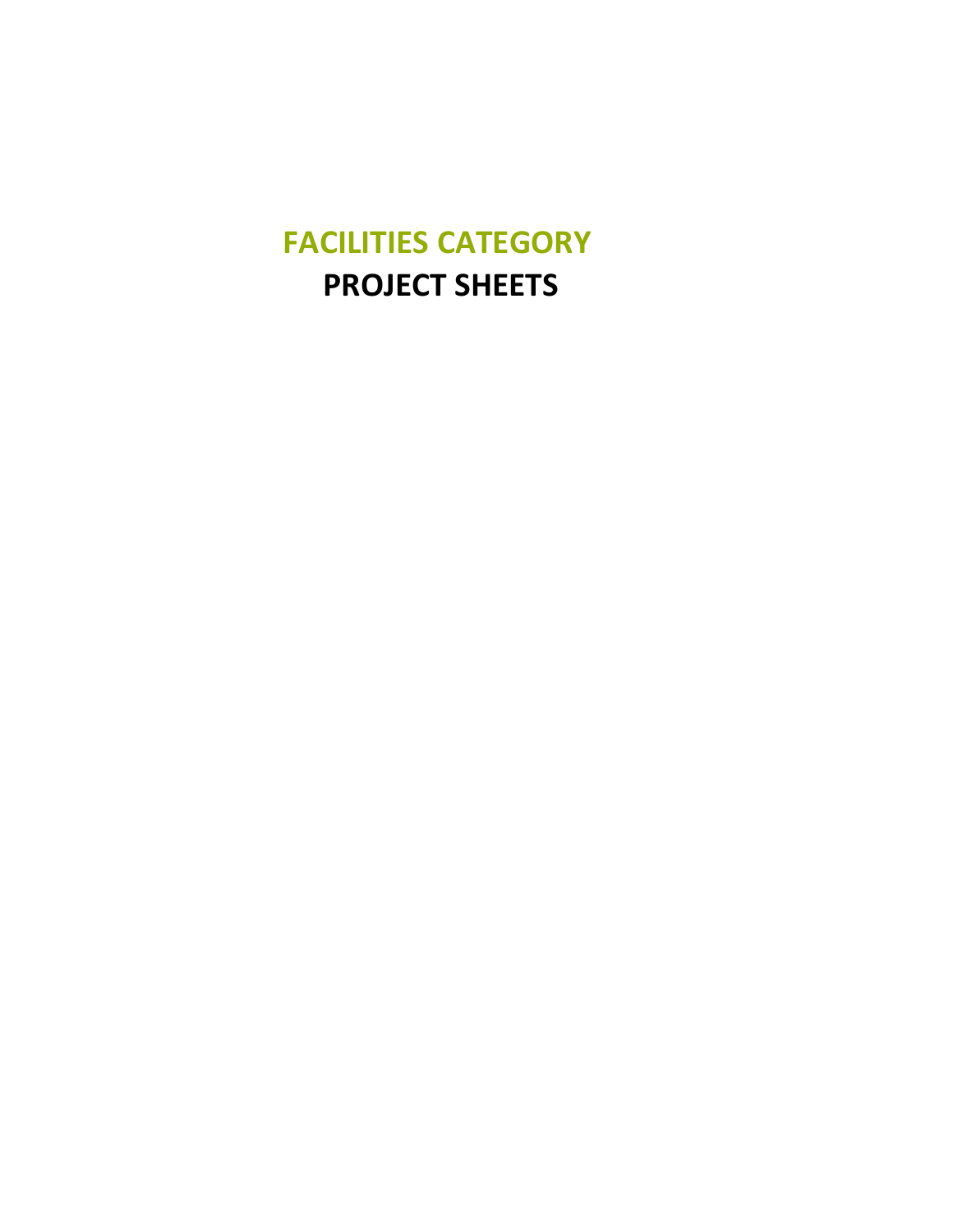# FACILITIES CATEGORY
# PROJECT SHEETS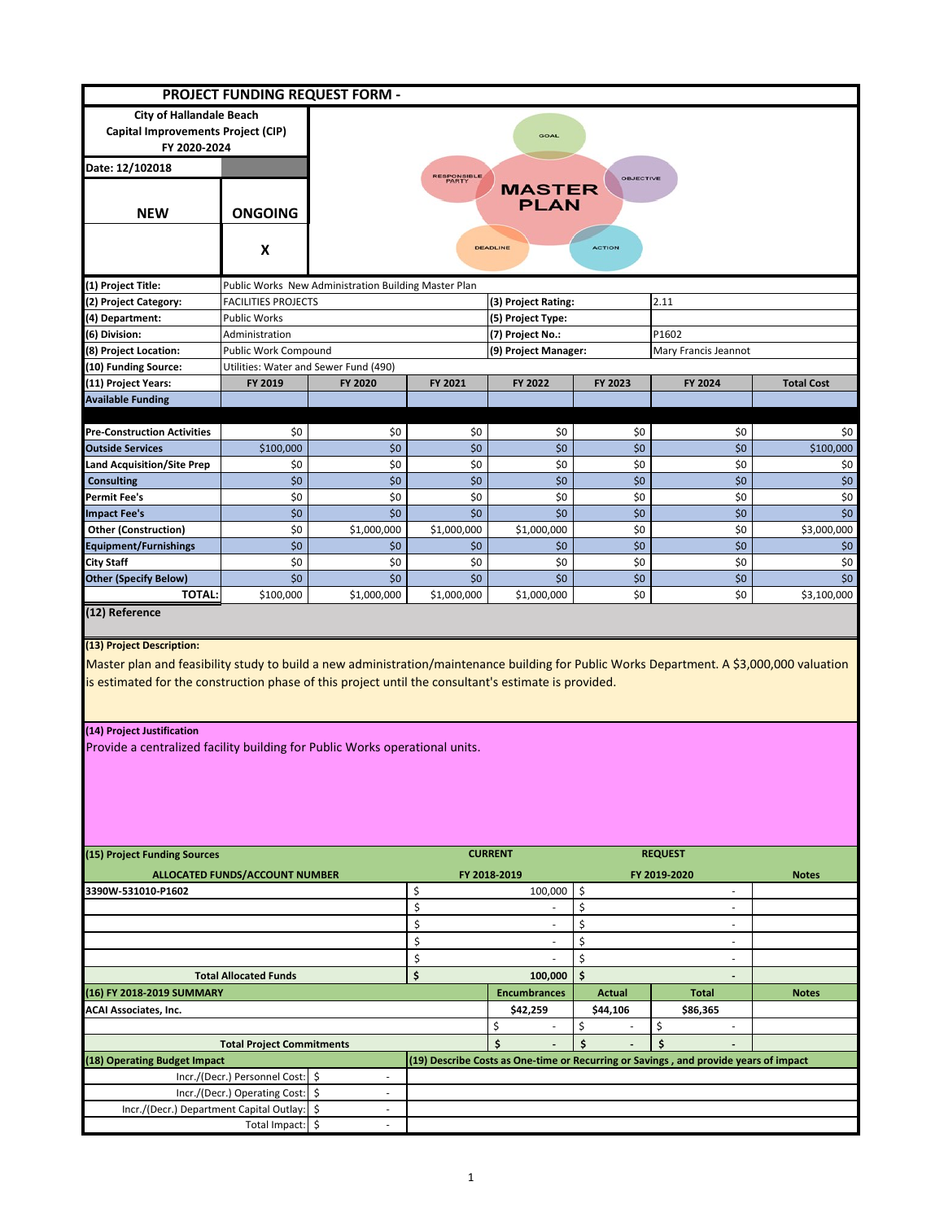# PROJECT FUNDING REQUEST FORM -

**City of Hallandale Beach**
**Capital Improvements Project (CIP)**
**FY 2020-2024**

**Date: 12/102018**

| NEW | ONGOING |
|---|---|
| | X |

| | | | | | | |
|---|---|---|---|---|---|---|
| **(1) Project Title:** | Public Works New Administration Building Master Plan | | | | | |
| **(2) Project Category:** | FACILITIES PROJECTS | | **(3) Project Rating:** | | 2.11 | |
| **(4) Department:** | Public Works | | **(5) Project Type:** | | | |
| **(6) Division:** | Administration | | **(7) Project No.:** | | P1602 | |
| **(8) Project Location:** | Public Work Compound | | **(9) Project Manager:** | | Mary Francis Jeannot | |
| **(10) Funding Source:** | Utilities: Water and Sewer Fund (490) | | | | | |

| **(11) Project Years:** | **FY 2019** | **FY 2020** | **FY 2021** | **FY 2022** | **FY 2023** | **FY 2024** | **Total Cost** |
|---|---|---|---|---|---|---|---|
| **Available Funding** | | | | | | | |
| **Pre-Construction Activities** | $0 | $0 | $0 | $0 | $0 | $0 | $0 |
| **Outside Services** | $100,000 | $0 | $0 | $0 | $0 | $0 | $100,000 |
| **Land Acquisition/Site Prep** | $0 | $0 | $0 | $0 | $0 | $0 | $0 |
| **Consulting** | $0 | $0 | $0 | $0 | $0 | $0 | $0 |
| **Permit Fee's** | $0 | $0 | $0 | $0 | $0 | $0 | $0 |
| **Impact Fee's** | $0 | $0 | $0 | $0 | $0 | $0 | $0 |
| **Other (Construction)** | $0 | $1,000,000 | $1,000,000 | $1,000,000 | $0 | $0 | $3,000,000 |
| **Equipment/Furnishings** | $0 | $0 | $0 | $0 | $0 | $0 | $0 |
| **City Staff** | $0 | $0 | $0 | $0 | $0 | $0 | $0 |
| **Other (Specify Below)** | $0 | $0 | $0 | $0 | $0 | $0 | $0 |
| **TOTAL:** | $100,000 | $1,000,000 | $1,000,000 | $1,000,000 | $0 | $0 | $3,100,000 |

**(12) Reference**

**(13) Project Description:**

Master plan and feasibility study to build a new administration/maintenance building for Public Works Department. A $3,000,000 valuation is estimated for the construction phase of this project until the consultant's estimate is provided.

**(14) Project Justification**

Provide a centralized facility building for Public Works operational units.

| **(15) Project Funding Sources** | **CURRENT** | **REQUEST** | |
|---|---|---|---|
| **ALLOCATED FUNDS/ACCOUNT NUMBER** | **FY 2018-2019** | **FY 2019-2020** | **Notes** |
| 3390W-531010-P1602 | $ 100,000 | $ - | |
| | $ - | $ - | |
| | $ - | $ - | |
| | $ - | $ - | |
| | $ - | $ - | |
| **Total Allocated Funds** | **$ 100,000** | **$ -** | |

| **(16) FY 2018-2019 SUMMARY** | **Encumbrances** | **Actual** | **Total** | **Notes** |
|---|---|---|---|---|
| ACAI Associates, Inc. | $42,259 | $44,106 | $86,365 | |
| | $ - | $ - | $ - | |
| **Total Project Commitments** | **$ -** | **$ -** | **$ -** | |

| **(18) Operating Budget Impact** | | **(19) Describe Costs as One-time or Recurring or Savings , and provide years of impact** |
|---|---|---|
| Incr./(Decr.) Personnel Cost: | $ - | |
| Incr./(Decr.) Operating Cost: | $ - | |
| Incr./(Decr.) Department Capital Outlay: | $ - | |
| Total Impact: | $ - | |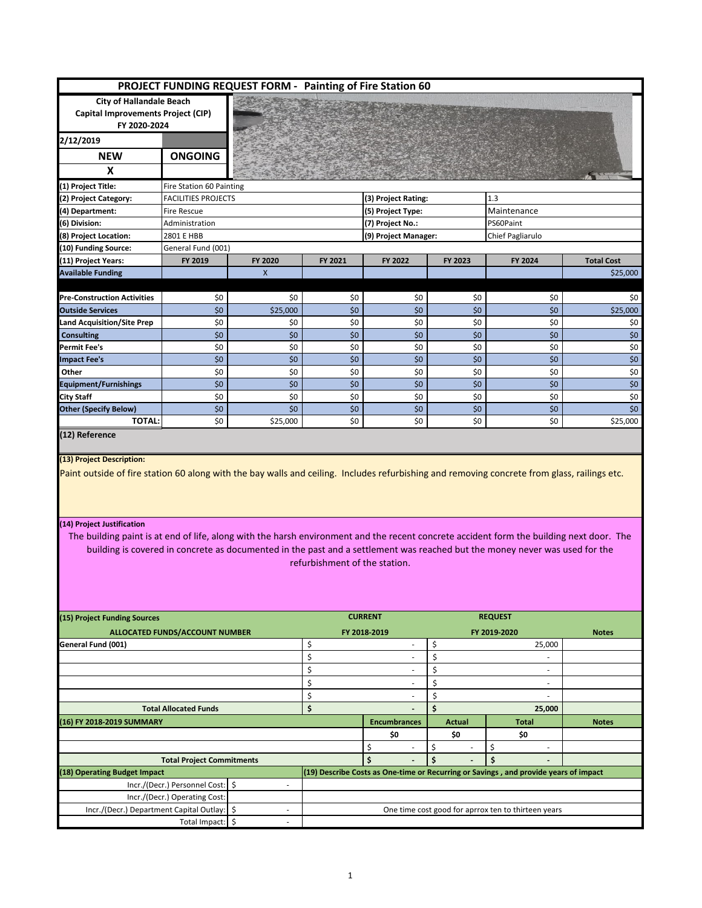# PROJECT FUNDING REQUEST FORM - Painting of Fire Station 60

**City of Hallandale Beach**
**Capital Improvements Project (CIP)**
**FY 2020-2024**

2/12/2019

| NEW | ONGOING |
|---|---|
| X | |

| | | | | | | |
|---|---|---|---|---|---|---|
| (1) Project Title: | Fire Station 60 Painting | | | | | |
| (2) Project Category: | FACILITIES PROJECTS | | (3) Project Rating: | | 1.3 | |
| (4) Department: | Fire Rescue | | (5) Project Type: | | Maintenance | |
| (6) Division: | Administration | | (7) Project No.: | | PS60Paint | |
| (8) Project Location: | 2801 E HBB | | (9) Project Manager: | | Chief Pagliarulo | |
| (10) Funding Source: | General Fund (001) | | | | | |

| (11) Project Years: | FY 2019 | FY 2020 | FY 2021 | FY 2022 | FY 2023 | FY 2024 | Total Cost |
|---|---|---|---|---|---|---|---|
| Available Funding | | X | | | | | $25,000 |
| Pre-Construction Activities | $0 | $0 | $0 | $0 | $0 | $0 | $0 |
| Outside Services | $0 | $25,000 | $0 | $0 | $0 | $0 | $25,000 |
| Land Acquisition/Site Prep | $0 | $0 | $0 | $0 | $0 | $0 | $0 |
| Consulting | $0 | $0 | $0 | $0 | $0 | $0 | $0 |
| Permit Fee's | $0 | $0 | $0 | $0 | $0 | $0 | $0 |
| Impact Fee's | $0 | $0 | $0 | $0 | $0 | $0 | $0 |
| Other | $0 | $0 | $0 | $0 | $0 | $0 | $0 |
| Equipment/Furnishings | $0 | $0 | $0 | $0 | $0 | $0 | $0 |
| City Staff | $0 | $0 | $0 | $0 | $0 | $0 | $0 |
| Other (Specify Below) | $0 | $0 | $0 | $0 | $0 | $0 | $0 |
| TOTAL: | $0 | $25,000 | $0 | $0 | $0 | $0 | $25,000 |

**(12) Reference**

**(13) Project Description:**

Paint outside of fire station 60 along with the bay walls and ceiling. Includes refurbishing and removing concrete from glass, railings etc.

**(14) Project Justification**

The building paint is at end of life, along with the harsh environment and the recent concrete accident form the building next door. The building is covered in concrete as documented in the past and a settlement was reached but the money never was used for the refurbishment of the station.

| (15) Project Funding Sources | CURRENT | REQUEST | |
|---|---|---|---|
| ALLOCATED FUNDS/ACCOUNT NUMBER | FY 2018-2019 | FY 2019-2020 | Notes |
| General Fund (001) | $ - | $ 25,000 | |
| | $ - | $ - | |
| | $ - | $ - | |
| | $ - | $ - | |
| | $ - | $ - | |
| Total Allocated Funds | $ - | $ 25,000 | |

| (16) FY 2018-2019 SUMMARY | Encumbrances | Actual | Total | Notes |
|---|---|---|---|---|
| | $0 | $0 | $0 | |
| | $ - | $ - | $ - | |
| Total Project Commitments | $ - | $ - | $ - | |

| (18) Operating Budget Impact | | (19) Describe Costs as One-time or Recurring or Savings, and provide years of impact |
|---|---|---|
| Incr./(Decr.) Personnel Cost: | $ - | |
| Incr./(Decr.) Operating Cost: | | |
| Incr./(Decr.) Department Capital Outlay: | $ - | One time cost good for aprrox ten to thirteen years |
| Total Impact: | $ - | |